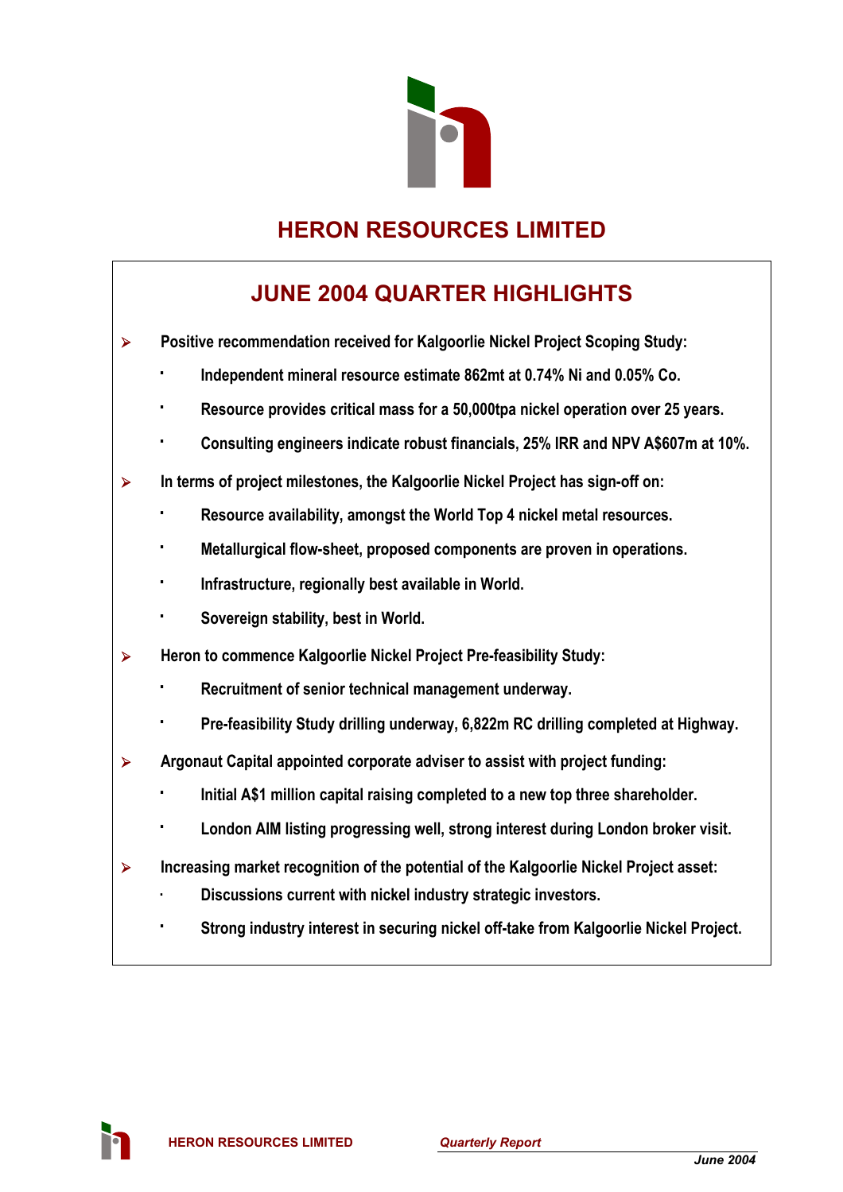# HERON RESOURCES LIMITED

## JUNE 2004 QUARTER HIGHLIGHTS

- **Positive recommendation received for Kalgoorlie Nickel Project Scoping Study:**
  - **Independent mineral resource estimate 862mt at 0.74% Ni and 0.05% Co.**
  - **Resource provides critical mass for a 50,000tpa nickel operation over 25 years.**
  - **Consulting engineers indicate robust financials, 25% IRR and NPV A$607m at 10%.**
- **In terms of project milestones, the Kalgoorlie Nickel Project has sign-off on:**
  - **Resource availability, amongst the World Top 4 nickel metal resources.**
  - **Metallurgical flow-sheet, proposed components are proven in operations.**
  - **Infrastructure, regionally best available in World.**
  - **Sovereign stability, best in World.**
- **Heron to commence Kalgoorlie Nickel Project Pre-feasibility Study:**
  - **Recruitment of senior technical management underway.**
  - **Pre-feasibility Study drilling underway, 6,822m RC drilling completed at Highway.**
- **Argonaut Capital appointed corporate adviser to assist with project funding:**
  - **Initial A$1 million capital raising completed to a new top three shareholder.**
  - **London AIM listing progressing well, strong interest during London broker visit.**
- **Increasing market recognition of the potential of the Kalgoorlie Nickel Project asset:**
  - **Discussions current with nickel industry strategic investors.**
  - **Strong industry interest in securing nickel off-take from Kalgoorlie Nickel Project.**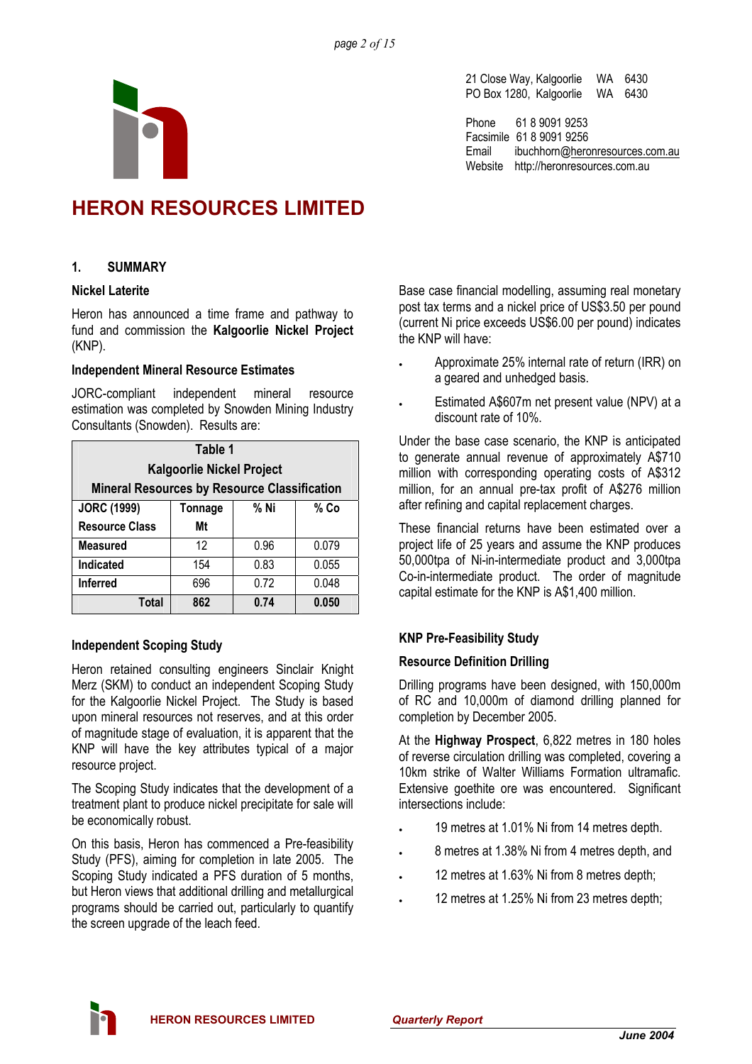21 Close Way, Kalgoorlie WA 6430
PO Box 1280, Kalgoorlie WA 6430

Phone 61 8 9091 9253
Facsimile 61 8 9091 9256
Email ibuchhorn@heronresources.com.au
Website http://heronresources.com.au

# HERON RESOURCES LIMITED

## 1. SUMMARY

### Nickel Laterite

Heron has announced a time frame and pathway to fund and commission the **Kalgoorlie Nickel Project** (KNP).

### Independent Mineral Resource Estimates

JORC-compliant independent mineral resource estimation was completed by Snowden Mining Industry Consultants (Snowden). Results are:

**Table 1**
**Kalgoorlie Nickel Project**
**Mineral Resources by Resource Classification**

| JORC (1999) Resource Class | Tonnage Mt | % Ni | % Co |
|---|---|---|---|
| **Measured** | 12 | 0.96 | 0.079 |
| **Indicated** | 154 | 0.83 | 0.055 |
| **Inferred** | 696 | 0.72 | 0.048 |
| **Total** | **862** | **0.74** | **0.050** |

### Independent Scoping Study

Heron retained consulting engineers Sinclair Knight Merz (SKM) to conduct an independent Scoping Study for the Kalgoorlie Nickel Project. The Study is based upon mineral resources not reserves, and at this order of magnitude stage of evaluation, it is apparent that the KNP will have the key attributes typical of a major resource project.

The Scoping Study indicates that the development of a treatment plant to produce nickel precipitate for sale will be economically robust.

On this basis, Heron has commenced a Pre-feasibility Study (PFS), aiming for completion in late 2005. The Scoping Study indicated a PFS duration of 5 months, but Heron views that additional drilling and metallurgical programs should be carried out, particularly to quantify the screen upgrade of the leach feed.

Base case financial modelling, assuming real monetary post tax terms and a nickel price of US$3.50 per pound (current Ni price exceeds US$6.00 per pound) indicates the KNP will have:

- Approximate 25% internal rate of return (IRR) on a geared and unhedged basis.
- Estimated A$607m net present value (NPV) at a discount rate of 10%.

Under the base case scenario, the KNP is anticipated to generate annual revenue of approximately A$710 million with corresponding operating costs of A$312 million, for an annual pre-tax profit of A$276 million after refining and capital replacement charges.

These financial returns have been estimated over a project life of 25 years and assume the KNP produces 50,000tpa of Ni-in-intermediate product and 3,000tpa Co-in-intermediate product. The order of magnitude capital estimate for the KNP is A$1,400 million.

### KNP Pre-Feasibility Study

### Resource Definition Drilling

Drilling programs have been designed, with 150,000m of RC and 10,000m of diamond drilling planned for completion by December 2005.

At the **Highway Prospect**, 6,822 metres in 180 holes of reverse circulation drilling was completed, covering a 10km strike of Walter Williams Formation ultramafic. Extensive goethite ore was encountered. Significant intersections include:

- 19 metres at 1.01% Ni from 14 metres depth.
- 8 metres at 1.38% Ni from 4 metres depth, and
- 12 metres at 1.63% Ni from 8 metres depth;
- 12 metres at 1.25% Ni from 23 metres depth;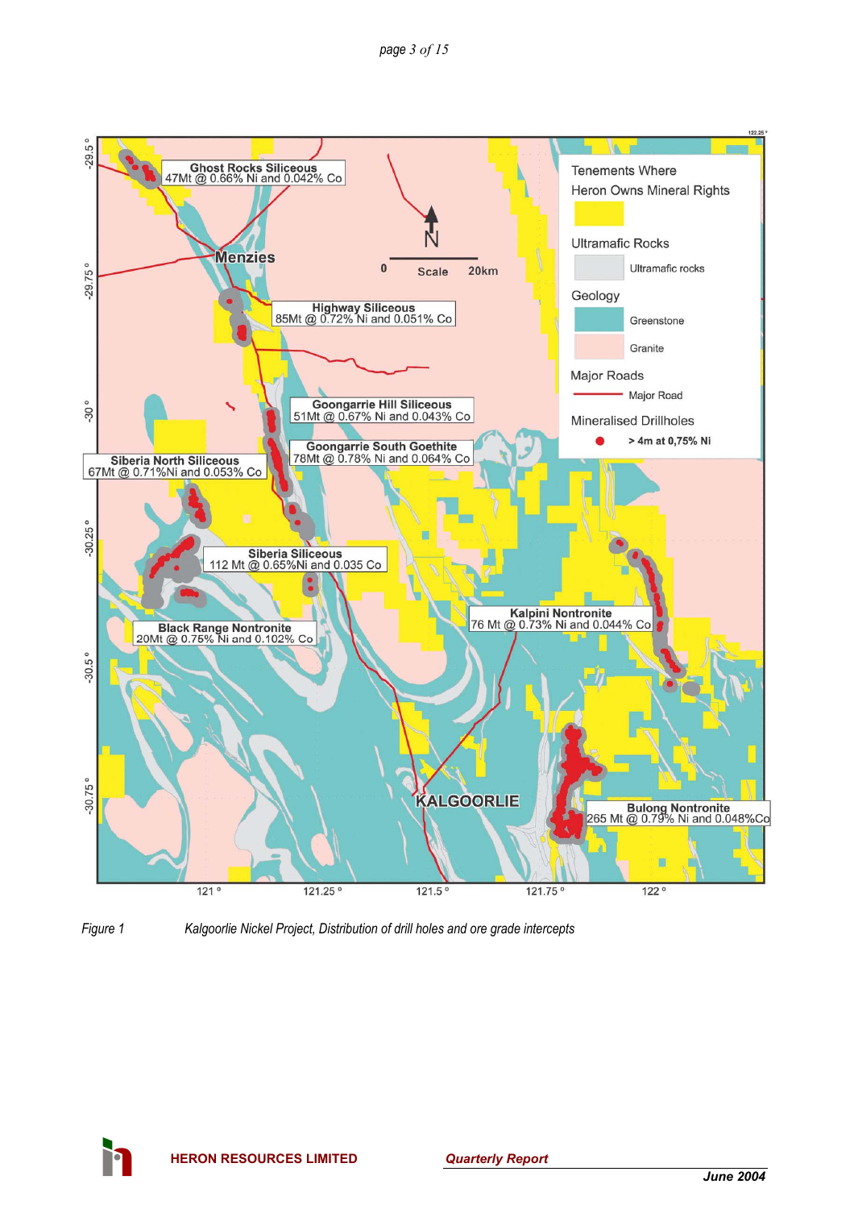Ghost Rocks Siliceous
47Mt @ 0.66% Ni and 0.042% Co

Menzies

N

0 Scale 20km

Highway Siliceous
85Mt @ 0.72% Ni and 0.051% Co

Goongarrie Hill Siliceous
51Mt @ 0.67% Ni and 0.043% Co

Goongarrie South Goethite
78Mt @ 0.78% Ni and 0.064% Co

Siberia North Siliceous
67Mt @ 0.71%Ni and 0.053% Co

Siberia Siliceous
112 Mt @ 0.65%Ni and 0.035 Co

Black Range Nontronite
20Mt @ 0.75% Ni and 0.102% Co

Kalpini Nontronite
76 Mt @ 0.73% Ni and 0.044% Co

KALGOORLIE

Bulong Nontronite
265 Mt @ 0.79% Ni and 0.048%Co

Tenements Where Heron Owns Mineral Rights

Ultramafic Rocks
- Ultramafic rocks

Geology
- Greenstone
- Granite

Major Roads
- Major Road

Mineralised Drillholes
- > 4m at 0,75% Ni

-29.5 ° | -29.75 ° | -30 ° | -30.25 ° | -30.5 ° | -30.75 °

121 ° | 121.25 ° | 121.5 ° | 121.75 ° | 122 °

*Figure 1 Kalgoorlie Nickel Project, Distribution of drill holes and ore grade intercepts*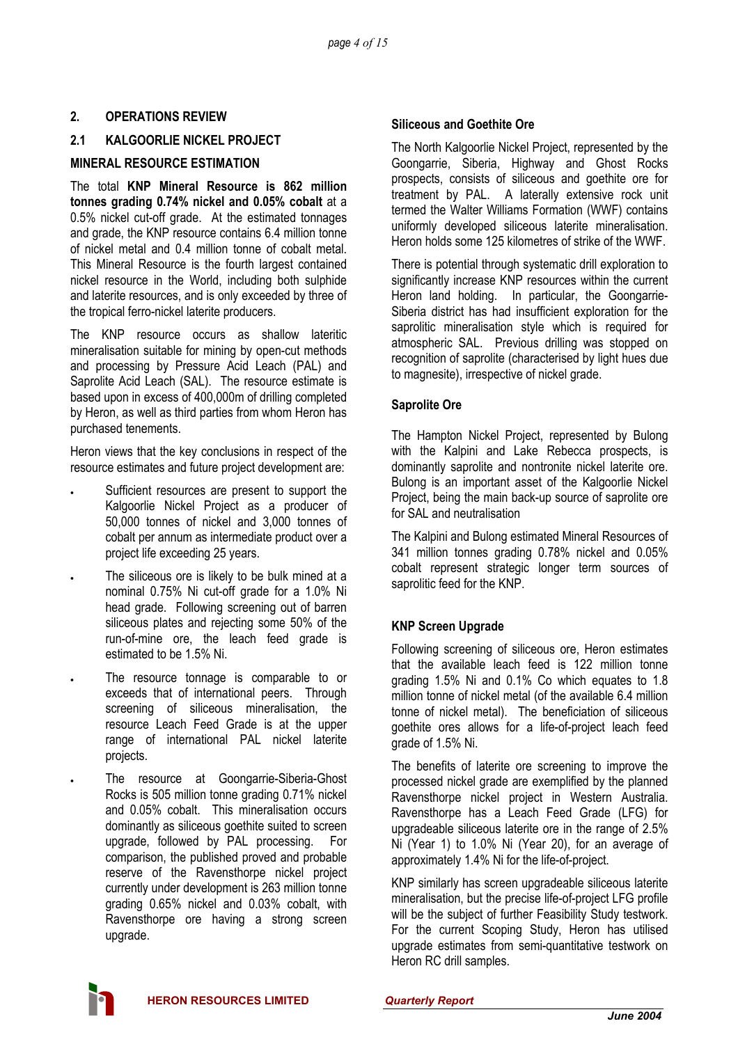## 2. OPERATIONS REVIEW

### 2.1 KALGOORLIE NICKEL PROJECT

#### MINERAL RESOURCE ESTIMATION

The total **KNP Mineral Resource is 862 million tonnes grading 0.74% nickel and 0.05% cobalt** at a 0.5% nickel cut-off grade. At the estimated tonnages and grade, the KNP resource contains 6.4 million tonne of nickel metal and 0.4 million tonne of cobalt metal. This Mineral Resource is the fourth largest contained nickel resource in the World, including both sulphide and laterite resources, and is only exceeded by three of the tropical ferro-nickel laterite producers.

The KNP resource occurs as shallow lateritic mineralisation suitable for mining by open-cut methods and processing by Pressure Acid Leach (PAL) and Saprolite Acid Leach (SAL). The resource estimate is based upon in excess of 400,000m of drilling completed by Heron, as well as third parties from whom Heron has purchased tenements.

Heron views that the key conclusions in respect of the resource estimates and future project development are:

- Sufficient resources are present to support the Kalgoorlie Nickel Project as a producer of 50,000 tonnes of nickel and 3,000 tonnes of cobalt per annum as intermediate product over a project life exceeding 25 years.
- The siliceous ore is likely to be bulk mined at a nominal 0.75% Ni cut-off grade for a 1.0% Ni head grade. Following screening out of barren siliceous plates and rejecting some 50% of the run-of-mine ore, the leach feed grade is estimated to be 1.5% Ni.
- The resource tonnage is comparable to or exceeds that of international peers. Through screening of siliceous mineralisation, the resource Leach Feed Grade is at the upper range of international PAL nickel laterite projects.
- The resource at Goongarrie-Siberia-Ghost Rocks is 505 million tonne grading 0.71% nickel and 0.05% cobalt. This mineralisation occurs dominantly as siliceous goethite suited to screen upgrade, followed by PAL processing. For comparison, the published proved and probable reserve of the Ravensthorpe nickel project currently under development is 263 million tonne grading 0.65% nickel and 0.03% cobalt, with Ravensthorpe ore having a strong screen upgrade.

#### Siliceous and Goethite Ore

The North Kalgoorlie Nickel Project, represented by the Goongarrie, Siberia, Highway and Ghost Rocks prospects, consists of siliceous and goethite ore for treatment by PAL. A laterally extensive rock unit termed the Walter Williams Formation (WWF) contains uniformly developed siliceous laterite mineralisation. Heron holds some 125 kilometres of strike of the WWF.

There is potential through systematic drill exploration to significantly increase KNP resources within the current Heron land holding. In particular, the Goongarrie-Siberia district has had insufficient exploration for the saprolitic mineralisation style which is required for atmospheric SAL. Previous drilling was stopped on recognition of saprolite (characterised by light hues due to magnesite), irrespective of nickel grade.

#### Saprolite Ore

The Hampton Nickel Project, represented by Bulong with the Kalpini and Lake Rebecca prospects, is dominantly saprolite and nontronite nickel laterite ore. Bulong is an important asset of the Kalgoorlie Nickel Project, being the main back-up source of saprolite ore for SAL and neutralisation

The Kalpini and Bulong estimated Mineral Resources of 341 million tonnes grading 0.78% nickel and 0.05% cobalt represent strategic longer term sources of saprolitic feed for the KNP.

#### KNP Screen Upgrade

Following screening of siliceous ore, Heron estimates that the available leach feed is 122 million tonne grading 1.5% Ni and 0.1% Co which equates to 1.8 million tonne of nickel metal (of the available 6.4 million tonne of nickel metal). The beneficiation of siliceous goethite ores allows for a life-of-project leach feed grade of 1.5% Ni.

The benefits of laterite ore screening to improve the processed nickel grade are exemplified by the planned Ravensthorpe nickel project in Western Australia. Ravensthorpe has a Leach Feed Grade (LFG) for upgradeable siliceous laterite ore in the range of 2.5% Ni (Year 1) to 1.0% Ni (Year 20), for an average of approximately 1.4% Ni for the life-of-project.

KNP similarly has screen upgradeable siliceous laterite mineralisation, but the precise life-of-project LFG profile will be the subject of further Feasibility Study testwork. For the current Scoping Study, Heron has utilised upgrade estimates from semi-quantitative testwork on Heron RC drill samples.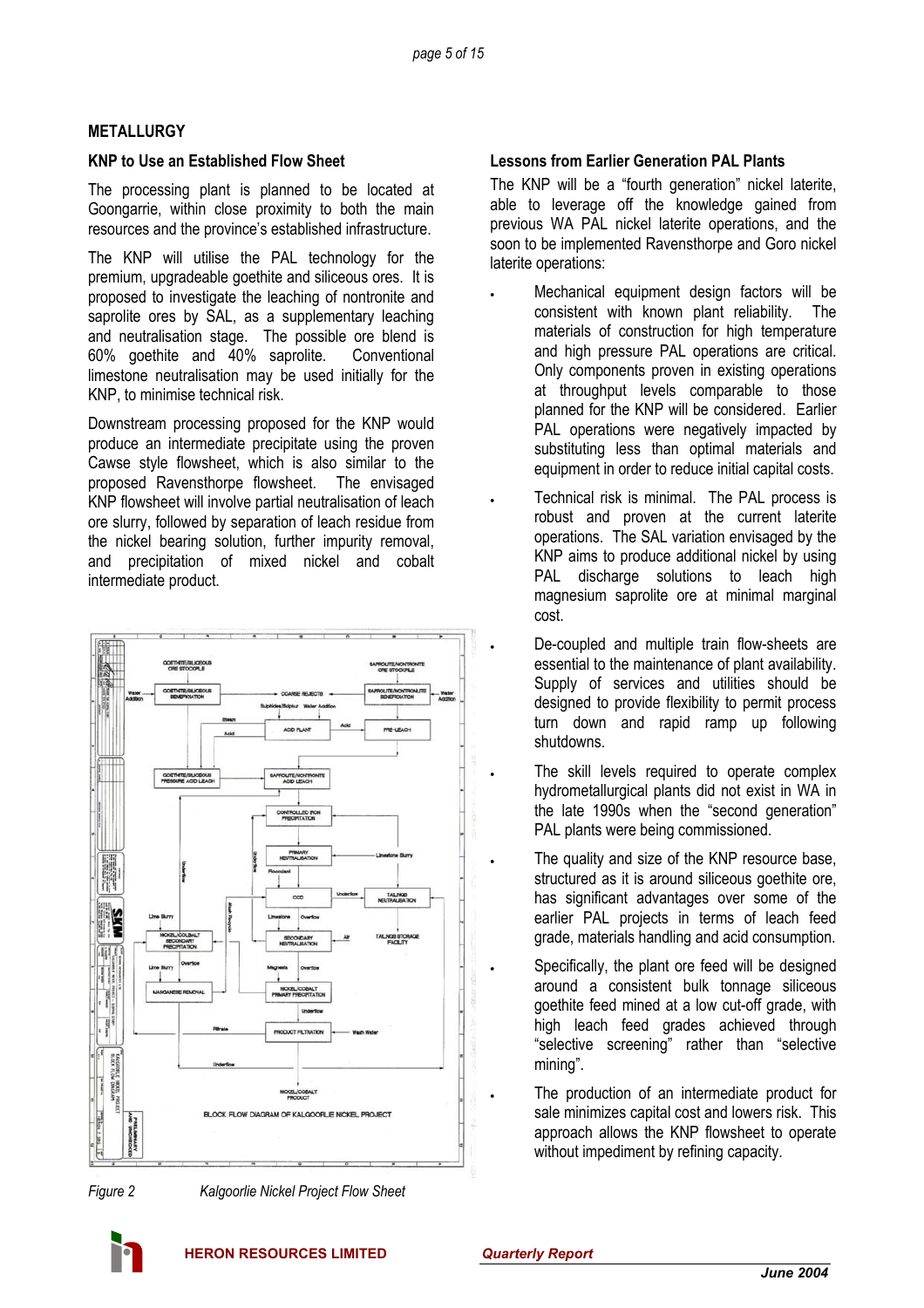## METALLURGY

### KNP to Use an Established Flow Sheet

The processing plant is planned to be located at Goongarrie, within close proximity to both the main resources and the province's established infrastructure.

The KNP will utilise the PAL technology for the premium, upgradeable goethite and siliceous ores. It is proposed to investigate the leaching of nontronite and saprolite ores by SAL, as a supplementary leaching and neutralisation stage. The possible ore blend is 60% goethite and 40% saprolite. Conventional limestone neutralisation may be used initially for the KNP, to minimise technical risk.

Downstream processing proposed for the KNP would produce an intermediate precipitate using the proven Cawse style flowsheet, which is also similar to the proposed Ravensthorpe flowsheet. The envisaged KNP flowsheet will involve partial neutralisation of leach ore slurry, followed by separation of leach residue from the nickel bearing solution, further impurity removal, and precipitation of mixed nickel and cobalt intermediate product.

*Figure 2* *Kalgoorlie Nickel Project Flow Sheet*

### Lessons from Earlier Generation PAL Plants

The KNP will be a "fourth generation" nickel laterite, able to leverage off the knowledge gained from previous WA PAL nickel laterite operations, and the soon to be implemented Ravensthorpe and Goro nickel laterite operations:

- Mechanical equipment design factors will be consistent with known plant reliability. The materials of construction for high temperature and high pressure PAL operations are critical. Only components proven in existing operations at throughput levels comparable to those planned for the KNP will be considered. Earlier PAL operations were negatively impacted by substituting less than optimal materials and equipment in order to reduce initial capital costs.
- Technical risk is minimal. The PAL process is robust and proven at the current laterite operations. The SAL variation envisaged by the KNP aims to produce additional nickel by using PAL discharge solutions to leach high magnesium saprolite ore at minimal marginal cost.
- De-coupled and multiple train flow-sheets are essential to the maintenance of plant availability. Supply of services and utilities should be designed to provide flexibility to permit process turn down and rapid ramp up following shutdowns.
- The skill levels required to operate complex hydrometallurgical plants did not exist in WA in the late 1990s when the "second generation" PAL plants were being commissioned.
- The quality and size of the KNP resource base, structured as it is around siliceous goethite ore, has significant advantages over some of the earlier PAL projects in terms of leach feed grade, materials handling and acid consumption.
- Specifically, the plant ore feed will be designed around a consistent bulk tonnage siliceous goethite feed mined at a low cut-off grade, with high leach feed grades achieved through "selective screening" rather than "selective mining".
- The production of an intermediate product for sale minimizes capital cost and lowers risk. This approach allows the KNP flowsheet to operate without impediment by refining capacity.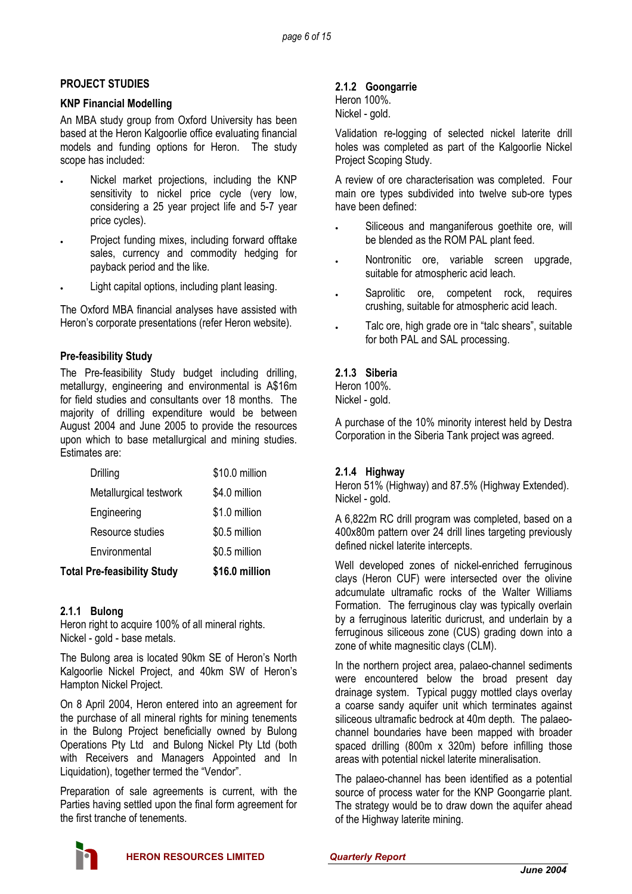## PROJECT STUDIES

### KNP Financial Modelling

An MBA study group from Oxford University has been based at the Heron Kalgoorlie office evaluating financial models and funding options for Heron. The study scope has included:

- Nickel market projections, including the KNP sensitivity to nickel price cycle (very low, considering a 25 year project life and 5-7 year price cycles).
- Project funding mixes, including forward offtake sales, currency and commodity hedging for payback period and the like.
- Light capital options, including plant leasing.

The Oxford MBA financial analyses have assisted with Heron's corporate presentations (refer Heron website).

### Pre-feasibility Study

The Pre-feasibility Study budget including drilling, metallurgy, engineering and environmental is A$16m for field studies and consultants over 18 months. The majority of drilling expenditure would be between August 2004 and June 2005 to provide the resources upon which to base metallurgical and mining studies. Estimates are:

| | |
|---|---|
| Drilling | $10.0 million |
| Metallurgical testwork | $4.0 million |
| Engineering | $1.0 million |
| Resource studies | $0.5 million |
| Environmental | $0.5 million |
| **Total Pre-feasibility Study** | **$16.0 million** |

### 2.1.1 Bulong

Heron right to acquire 100% of all mineral rights.
Nickel - gold - base metals.

The Bulong area is located 90km SE of Heron's North Kalgoorlie Nickel Project, and 40km SW of Heron's Hampton Nickel Project.

On 8 April 2004, Heron entered into an agreement for the purchase of all mineral rights for mining tenements in the Bulong Project beneficially owned by Bulong Operations Pty Ltd and Bulong Nickel Pty Ltd (both with Receivers and Managers Appointed and In Liquidation), together termed the "Vendor".

Preparation of sale agreements is current, with the Parties having settled upon the final form agreement for the first tranche of tenements.

### 2.1.2 Goongarrie

Heron 100%.
Nickel - gold.

Validation re-logging of selected nickel laterite drill holes was completed as part of the Kalgoorlie Nickel Project Scoping Study.

A review of ore characterisation was completed. Four main ore types subdivided into twelve sub-ore types have been defined:

- Siliceous and manganiferous goethite ore, will be blended as the ROM PAL plant feed.
- Nontronitic ore, variable screen upgrade, suitable for atmospheric acid leach.
- Saprolitic ore, competent rock, requires crushing, suitable for atmospheric acid leach.
- Talc ore, high grade ore in "talc shears", suitable for both PAL and SAL processing.

### 2.1.3 Siberia

Heron 100%.
Nickel - gold.

A purchase of the 10% minority interest held by Destra Corporation in the Siberia Tank project was agreed.

### 2.1.4 Highway

Heron 51% (Highway) and 87.5% (Highway Extended).
Nickel - gold.

A 6,822m RC drill program was completed, based on a 400x80m pattern over 24 drill lines targeting previously defined nickel laterite intercepts.

Well developed zones of nickel-enriched ferruginous clays (Heron CUF) were intersected over the olivine accumulate ultramafic rocks of the Walter Williams Formation. The ferruginous clay was typically overlain by a ferruginous lateritic duricrust, and underlain by a ferruginous siliceous zone (CUS) grading down into a zone of white magnesitic clays (CLM).

In the northern project area, palaeo-channel sediments were encountered below the broad present day drainage system. Typical puggy mottled clays overlay a coarse sandy aquifer unit which terminates against siliceous ultramafic bedrock at 40m depth. The palaeo-channel boundaries have been mapped with broader spaced drilling (800m x 320m) before infilling those areas with potential nickel laterite mineralisation.

The palaeo-channel has been identified as a potential source of process water for the KNP Goongarrie plant. The strategy would be to draw down the aquifer ahead of the Highway laterite mining.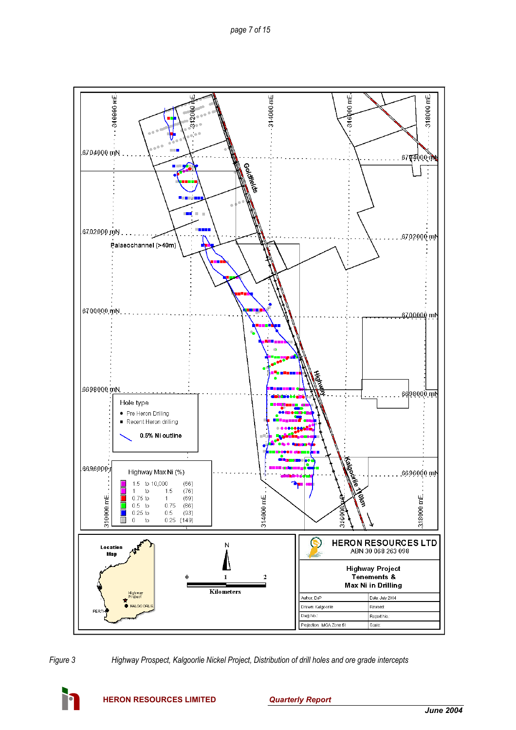Figure 3 Highway Prospect, Kalgoorlie Nickel Project, Distribution of drill holes and ore grade intercepts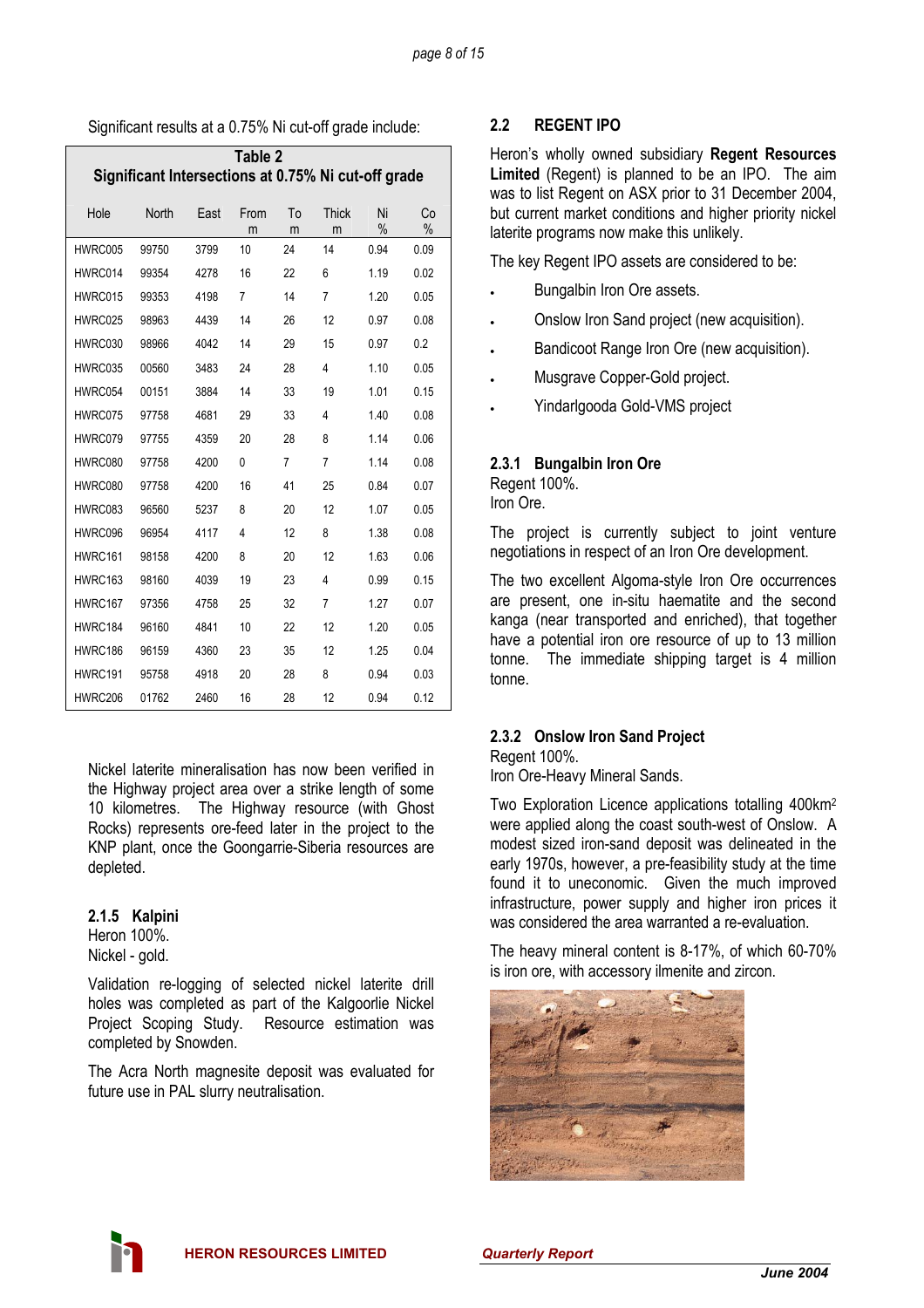Significant results at a 0.75% Ni cut-off grade include:

**Table 2**
**Significant Intersections at 0.75% Ni cut-off grade**

| Hole | North | East | From m | To m | Thick m | Ni % | Co % |
|---|---|---|---|---|---|---|---|
| HWRC005 | 99750 | 3799 | 10 | 24 | 14 | 0.94 | 0.09 |
| HWRC014 | 99354 | 4278 | 16 | 22 | 6 | 1.19 | 0.02 |
| HWRC015 | 99353 | 4198 | 7 | 14 | 7 | 1.20 | 0.05 |
| HWRC025 | 98963 | 4439 | 14 | 26 | 12 | 0.97 | 0.08 |
| HWRC030 | 98966 | 4042 | 14 | 29 | 15 | 0.97 | 0.2 |
| HWRC035 | 00560 | 3483 | 24 | 28 | 4 | 1.10 | 0.05 |
| HWRC054 | 00151 | 3884 | 14 | 33 | 19 | 1.01 | 0.15 |
| HWRC075 | 97758 | 4681 | 29 | 33 | 4 | 1.40 | 0.08 |
| HWRC079 | 97755 | 4359 | 20 | 28 | 8 | 1.14 | 0.06 |
| HWRC080 | 97758 | 4200 | 0 | 7 | 7 | 1.14 | 0.08 |
| HWRC080 | 97758 | 4200 | 16 | 41 | 25 | 0.84 | 0.07 |
| HWRC083 | 96560 | 5237 | 8 | 20 | 12 | 1.07 | 0.05 |
| HWRC096 | 96954 | 4117 | 4 | 12 | 8 | 1.38 | 0.08 |
| HWRC161 | 98158 | 4200 | 8 | 20 | 12 | 1.63 | 0.06 |
| HWRC163 | 98160 | 4039 | 19 | 23 | 4 | 0.99 | 0.15 |
| HWRC167 | 97356 | 4758 | 25 | 32 | 7 | 1.27 | 0.07 |
| HWRC184 | 96160 | 4841 | 10 | 22 | 12 | 1.20 | 0.05 |
| HWRC186 | 96159 | 4360 | 23 | 35 | 12 | 1.25 | 0.04 |
| HWRC191 | 95758 | 4918 | 20 | 28 | 8 | 0.94 | 0.03 |
| HWRC206 | 01762 | 2460 | 16 | 28 | 12 | 0.94 | 0.12 |

Nickel laterite mineralisation has now been verified in the Highway project area over a strike length of some 10 kilometres. The Highway resource (with Ghost Rocks) represents ore-feed later in the project to the KNP plant, once the Goongarrie-Siberia resources are depleted.

### 2.1.5 Kalpini

Heron 100%.
Nickel - gold.

Validation re-logging of selected nickel laterite drill holes was completed as part of the Kalgoorlie Nickel Project Scoping Study. Resource estimation was completed by Snowden.

The Acra North magnesite deposit was evaluated for future use in PAL slurry neutralisation.

## 2.2 REGENT IPO

Heron's wholly owned subsidiary **Regent Resources Limited** (Regent) is planned to be an IPO. The aim was to list Regent on ASX prior to 31 December 2004, but current market conditions and higher priority nickel laterite programs now make this unlikely.

The key Regent IPO assets are considered to be:

- Bungalbin Iron Ore assets.
- Onslow Iron Sand project (new acquisition).
- Bandicoot Range Iron Ore (new acquisition).
- Musgrave Copper-Gold project.
- Yindarlgooda Gold-VMS project

### 2.3.1 Bungalbin Iron Ore

Regent 100%.
Iron Ore.

The project is currently subject to joint venture negotiations in respect of an Iron Ore development.

The two excellent Algoma-style Iron Ore occurrences are present, one in-situ haematite and the second kanga (near transported and enriched), that together have a potential iron ore resource of up to 13 million tonne. The immediate shipping target is 4 million tonne.

### 2.3.2 Onslow Iron Sand Project

Regent 100%.
Iron Ore-Heavy Mineral Sands.

Two Exploration Licence applications totalling 400km$^2$ were applied along the coast south-west of Onslow. A modest sized iron-sand deposit was delineated in the early 1970s, however, a pre-feasibility study at the time found it to uneconomic. Given the much improved infrastructure, power supply and higher iron prices it was considered the area warranted a re-evaluation.

The heavy mineral content is 8-17%, of which 60-70% is iron ore, with accessory ilmenite and zircon.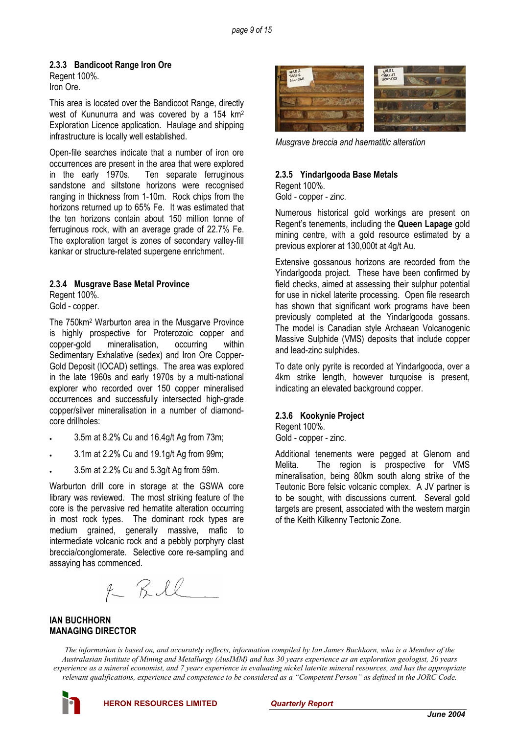### 2.3.3 Bandicoot Range Iron Ore

Regent 100%.
Iron Ore.

This area is located over the Bandicoot Range, directly west of Kununurra and was covered by a 154 km$^2$ Exploration Licence application. Haulage and shipping infrastructure is locally well established.

Open-file searches indicate that a number of iron ore occurrences are present in the area that were explored in the early 1970s. Ten separate ferruginous sandstone and siltstone horizons were recognised ranging in thickness from 1-10m. Rock chips from the horizons returned up to 65% Fe. It was estimated that the ten horizons contain about 150 million tonne of ferruginous rock, with an average grade of 22.7% Fe. The exploration target is zones of secondary valley-fill kankar or structure-related supergene enrichment.

### 2.3.4 Musgrave Base Metal Province

Regent 100%.
Gold - copper.

The 750km$^2$ Warburton area in the Musgarve Province is highly prospective for Proterozoic copper and copper-gold mineralisation, occurring within Sedimentary Exhalative (sedex) and Iron Ore Copper-Gold Deposit (IOCAD) settings. The area was explored in the late 1960s and early 1970s by a multi-national explorer who recorded over 150 copper mineralised occurrences and successfully intersected high-grade copper/silver mineralisation in a number of diamond-core drillholes:

- 3.5m at 8.2% Cu and 16.4g/t Ag from 73m;
- 3.1m at 2.2% Cu and 19.1g/t Ag from 99m;
- 3.5m at 2.2% Cu and 5.3g/t Ag from 59m.

Warburton drill core in storage at the GSWA core library was reviewed. The most striking feature of the core is the pervasive red hematite alteration occurring in most rock types. The dominant rock types are medium grained, generally massive, mafic to intermediate volcanic rock and a pebbly porphyry clast breccia/conglomerate. Selective core re-sampling and assaying has commenced.

*Musgrave breccia and haematitic alteration*

### 2.3.5 Yindarlgooda Base Metals

Regent 100%.
Gold - copper - zinc.

Numerous historical gold workings are present on Regent's tenements, including the **Queen Lapage** gold mining centre, with a gold resource estimated by a previous explorer at 130,000t at 4g/t Au.

Extensive gossanous horizons are recorded from the Yindarlgooda project. These have been confirmed by field checks, aimed at assessing their sulphur potential for use in nickel laterite processing. Open file research has shown that significant work programs have been previously completed at the Yindarlgooda gossans. The model is Canadian style Archaean Volcanogenic Massive Sulphide (VMS) deposits that include copper and lead-zinc sulphides.

To date only pyrite is recorded at Yindarlgooda, over a 4km strike length, however turquoise is present, indicating an elevated background copper.

### 2.3.6 Kookynie Project

Regent 100%.
Gold - copper - zinc.

Additional tenements were pegged at Glenorn and Melita. The region is prospective for VMS mineralisation, being 80km south along strike of the Teutonic Bore felsic volcanic complex. A JV partner is to be sought, with discussions current. Several gold targets are present, associated with the western margin of the Keith Kilkenny Tectonic Zone.

**IAN BUCHHORN**
**MANAGING DIRECTOR**

*The information is based on, and accurately reflects, information compiled by Ian James Buchhorn, who is a Member of the Australasian Institute of Mining and Metallurgy (AusIMM) and has 30 years experience as an exploration geologist, 20 years experience as a mineral economist, and 7 years experience in evaluating nickel laterite mineral resources, and has the appropriate relevant qualifications, experience and competence to be considered as a "Competent Person" as defined in the JORC Code.*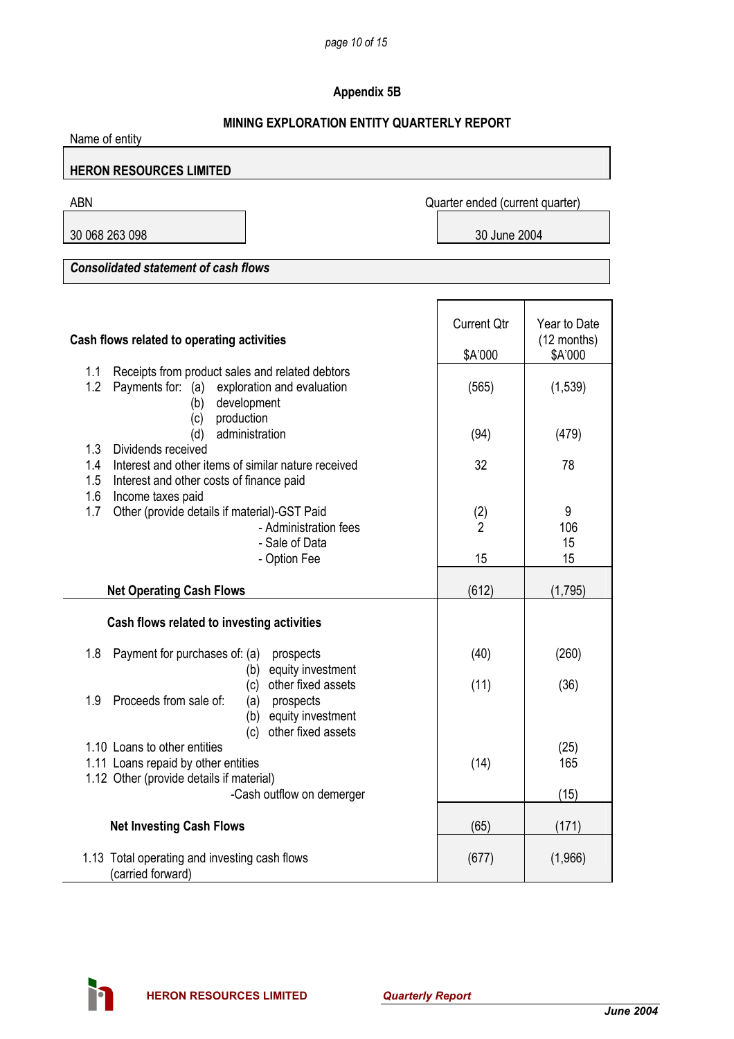## Appendix 5B

### MINING EXPLORATION ENTITY QUARTERLY REPORT

Name of entity

**HERON RESOURCES LIMITED**

| ABN | Quarter ended (current quarter) |
|---|---|
| 30 068 263 098 | 30 June 2004 |

***Consolidated statement of cash flows***

| Cash flows related to operating activities | Current Qtr $A'000 | Year to Date (12 months) $A'000 |
|---|---|---|
| 1.1 Receipts from product sales and related debtors | | |
| 1.2 Payments for: (a) exploration and evaluation | (565) | (1,539) |
| (b) development | | |
| (c) production | | |
| (d) administration | (94) | (479) |
| 1.3 Dividends received | | |
| 1.4 Interest and other items of similar nature received | 32 | 78 |
| 1.5 Interest and other costs of finance paid | | |
| 1.6 Income taxes paid | | |
| 1.7 Other (provide details if material)-GST Paid | (2) | 9 |
| - Administration fees | 2 | 106 |
| - Sale of Data | | 15 |
| - Option Fee | 15 | 15 |
| **Net Operating Cash Flows** | (612) | (1,795) |
| **Cash flows related to investing activities** | | |
| 1.8 Payment for purchases of: (a) prospects | (40) | (260) |
| (b) equity investment | | |
| (c) other fixed assets | (11) | (36) |
| 1.9 Proceeds from sale of: (a) prospects | | |
| (b) equity investment | | |
| (c) other fixed assets | | |
| 1.10 Loans to other entities | | (25) |
| 1.11 Loans repaid by other entities | (14) | 165 |
| 1.12 Other (provide details if material) | | |
| -Cash outflow on demerger | | (15) |
| **Net Investing Cash Flows** | (65) | (171) |
| 1.13 Total operating and investing cash flows (carried forward) | (677) | (1,966) |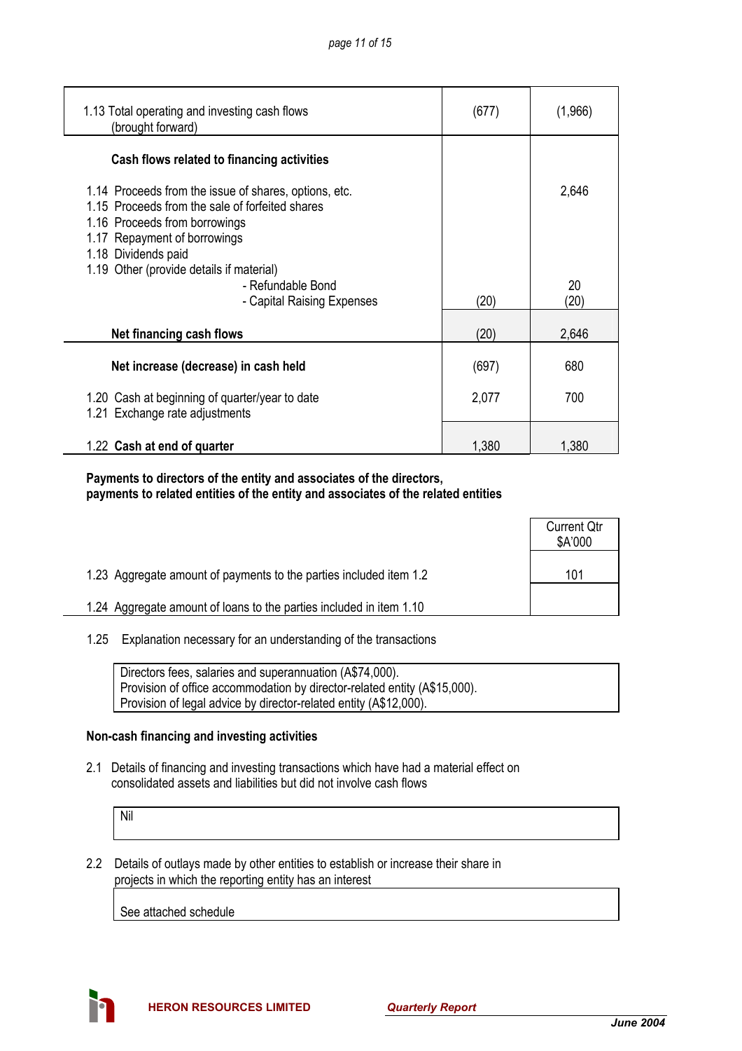| | | |
|---|---|---|
| 1.13 Total operating and investing cash flows (brought forward) | (677) | (1,966) |
| **Cash flows related to financing activities** | | |
| 1.14 Proceeds from the issue of shares, options, etc. | | 2,646 |
| 1.15 Proceeds from the sale of forfeited shares | | |
| 1.16 Proceeds from borrowings | | |
| 1.17 Repayment of borrowings | | |
| 1.18 Dividends paid | | |
| 1.19 Other (provide details if material) | | |
| - Refundable Bond | | 20 |
| - Capital Raising Expenses | (20) | (20) |
| **Net financing cash flows** | (20) | 2,646 |
| **Net increase (decrease) in cash held** | (697) | 680 |
| 1.20 Cash at beginning of quarter/year to date | 2,077 | 700 |
| 1.21 Exchange rate adjustments | | |
| 1.22 **Cash at end of quarter** | 1,380 | 1,380 |

**Payments to directors of the entity and associates of the directors, payments to related entities of the entity and associates of the related entities**

| | Current Qtr $A'000 |
|---|---|
| 1.23 Aggregate amount of payments to the parties included item 1.2 | 101 |
| 1.24 Aggregate amount of loans to the parties included in item 1.10 | |

1.25 Explanation necessary for an understanding of the transactions

Directors fees, salaries and superannuation (A$74,000).
Provision of office accommodation by director-related entity (A$15,000).
Provision of legal advice by director-related entity (A$12,000).

**Non-cash financing and investing activities**

2.1 Details of financing and investing transactions which have had a material effect on consolidated assets and liabilities but did not involve cash flows

Nil

2.2 Details of outlays made by other entities to establish or increase their share in projects in which the reporting entity has an interest

See attached schedule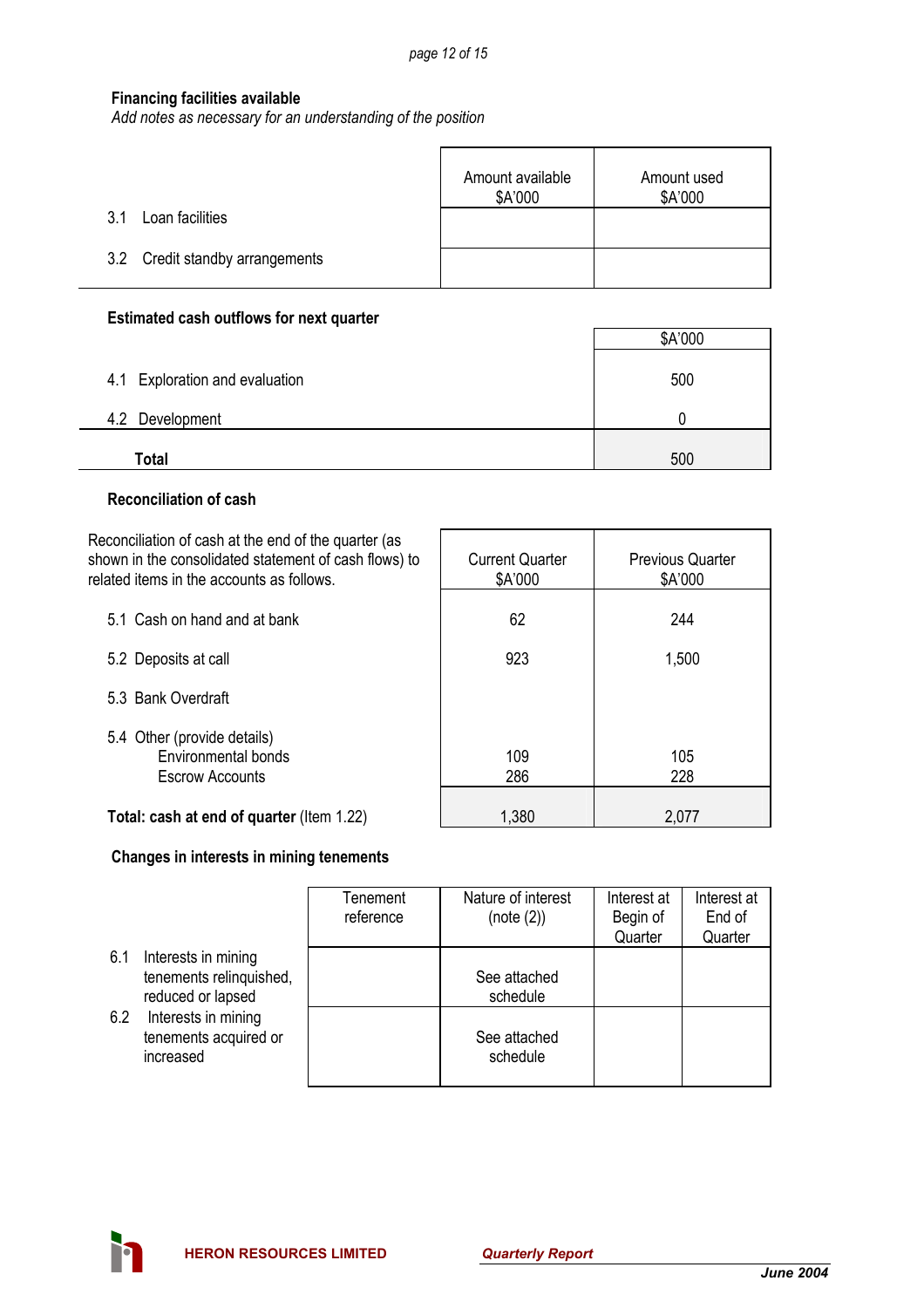**Financing facilities available**
*Add notes as necessary for an understanding of the position*

| | | Amount available $A'000 | Amount used $A'000 |
|---|---|---|---|
| 3.1 | Loan facilities | | |
| 3.2 | Credit standby arrangements | | |

**Estimated cash outflows for next quarter**

| | | $A'000 |
|---|---|---|
| 4.1 | Exploration and evaluation | 500 |
| 4.2 | Development | 0 |
| | **Total** | 500 |

**Reconciliation of cash**

| Reconciliation of cash at the end of the quarter (as shown in the consolidated statement of cash flows) to related items in the accounts as follows. | Current Quarter $A'000 | Previous Quarter $A'000 |
|---|---|---|
| 5.1 Cash on hand and at bank | 62 | 244 |
| 5.2 Deposits at call | 923 | 1,500 |
| 5.3 Bank Overdraft | | |
| 5.4 Other (provide details) | | |
| Environmental bonds | 109 | 105 |
| Escrow Accounts | 286 | 228 |
| **Total: cash at end of quarter** (Item 1.22) | 1,380 | 2,077 |

**Changes in interests in mining tenements**

| | | Tenement reference | Nature of interest (note (2)) | Interest at Begin of Quarter | Interest at End of Quarter |
|---|---|---|---|---|---|
| 6.1 | Interests in mining tenements relinquished, reduced or lapsed | | See attached schedule | | |
| 6.2 | Interests in mining tenements acquired or increased | | See attached schedule | | |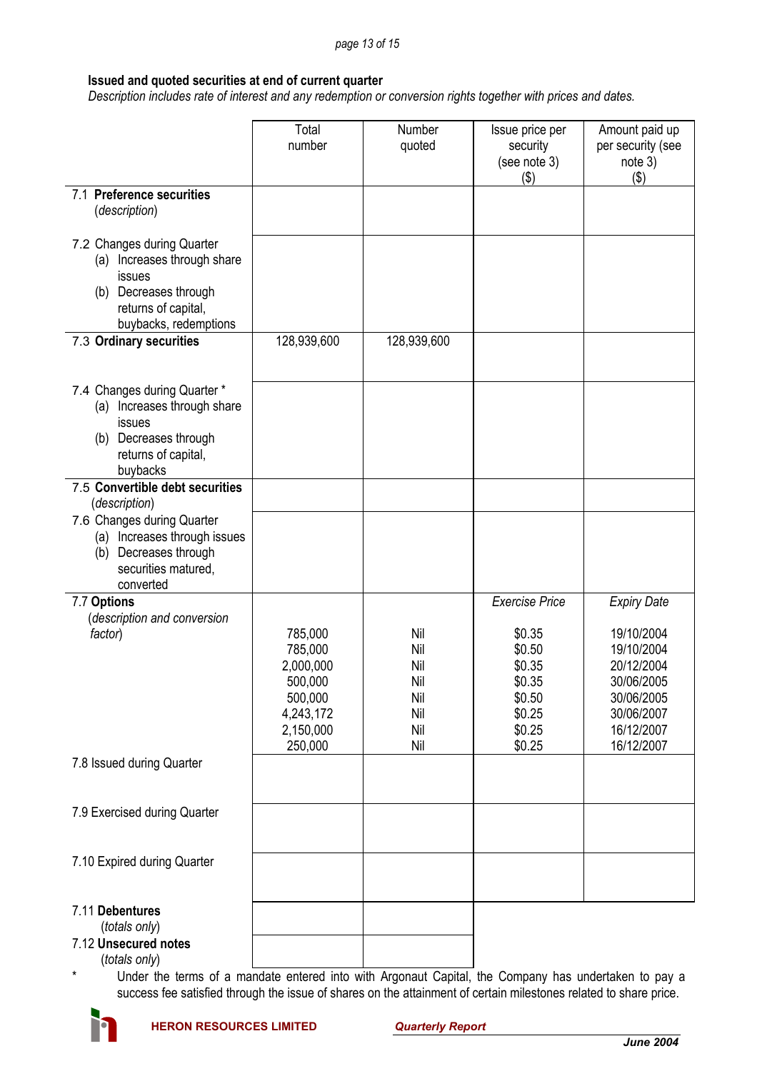**Issued and quoted securities at end of current quarter**

*Description includes rate of interest and any redemption or conversion rights together with prices and dates.*

| | Total number | Number quoted | Issue price per security (see note 3) ($) | Amount paid up per security (see note 3) ($) |
|---|---|---|---|---|
| 7.1 **Preference securities** (*description*) | | | | |
| 7.2 Changes during Quarter<br>(a) Increases through share issues<br>(b) Decreases through returns of capital, buybacks, redemptions | | | | |
| 7.3 **Ordinary securities** | 128,939,600 | 128,939,600 | | |
| 7.4 Changes during Quarter *<br>(a) Increases through share issues<br>(b) Decreases through returns of capital, buybacks | | | | |
| 7.5 **Convertible debt securities** (*description*) | | | | |
| 7.6 Changes during Quarter<br>(a) Increases through issues<br>(b) Decreases through securities matured, converted | | | | |
| 7.7 **Options** (*description and conversion factor*) | | | *Exercise Price* | *Expiry Date* |
| | 785,000 | Nil | $0.35 | 19/10/2004 |
| | 785,000 | Nil | $0.50 | 19/10/2004 |
| | 2,000,000 | Nil | $0.35 | 20/12/2004 |
| | 500,000 | Nil | $0.35 | 30/06/2005 |
| | 500,000 | Nil | $0.50 | 30/06/2005 |
| | 4,243,172 | Nil | $0.25 | 30/06/2007 |
| | 2,150,000 | Nil | $0.25 | 16/12/2007 |
| | 250,000 | Nil | $0.25 | 16/12/2007 |
| 7.8 Issued during Quarter | | | | |
| 7.9 Exercised during Quarter | | | | |
| 7.10 Expired during Quarter | | | | |
| 7.11 **Debentures** (*totals only*) | | | | |
| 7.12 **Unsecured notes** (*totals only*) | | | | |

\* Under the terms of a mandate entered into with Argonaut Capital, the Company has undertaken to pay a success fee satisfied through the issue of shares on the attainment of certain milestones related to share price.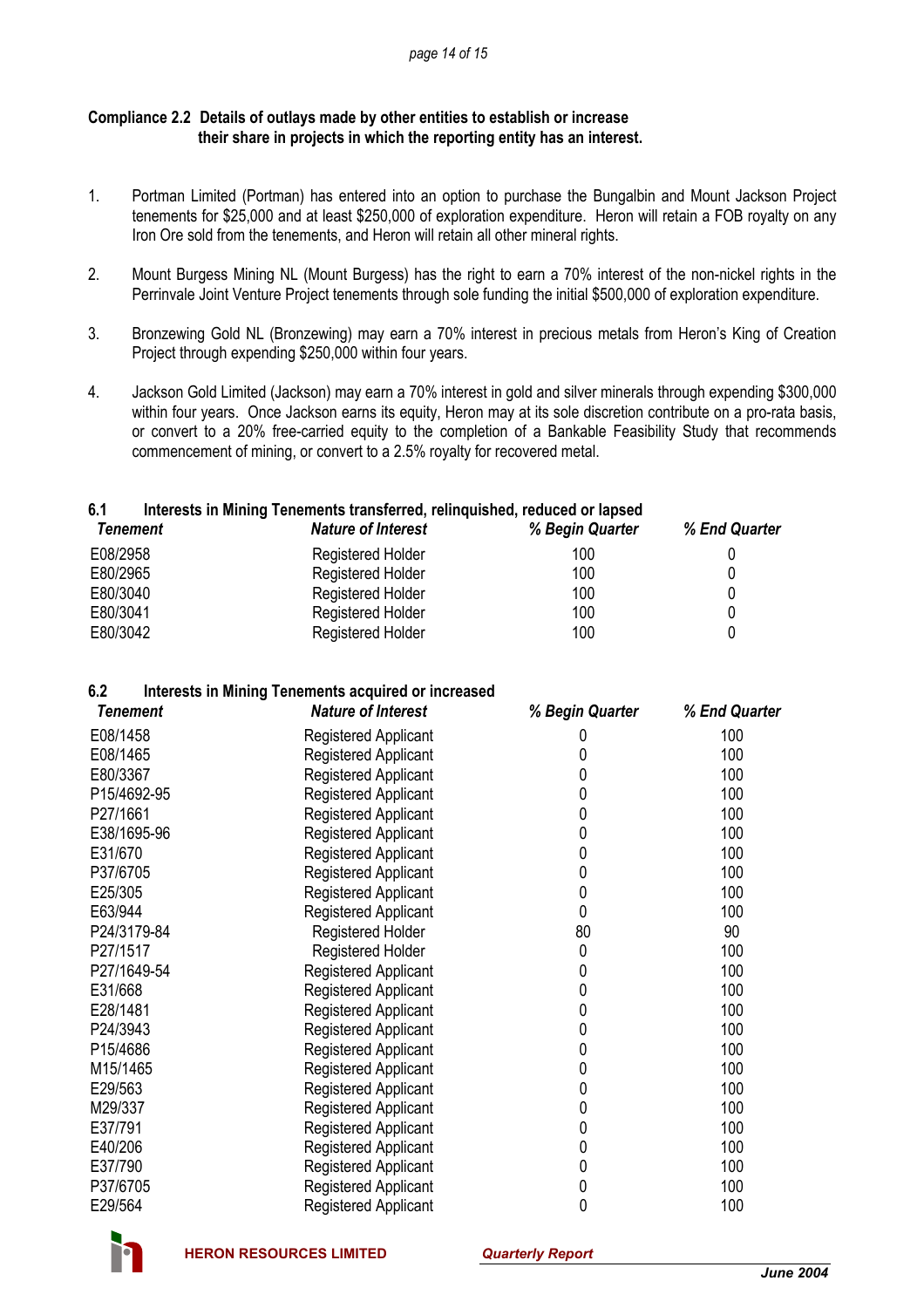**Compliance 2.2 Details of outlays made by other entities to establish or increase their share in projects in which the reporting entity has an interest.**

1. Portman Limited (Portman) has entered into an option to purchase the Bungalbin and Mount Jackson Project tenements for $25,000 and at least $250,000 of exploration expenditure. Heron will retain a FOB royalty on any Iron Ore sold from the tenements, and Heron will retain all other mineral rights.

2. Mount Burgess Mining NL (Mount Burgess) has the right to earn a 70% interest of the non-nickel rights in the Perrinvale Joint Venture Project tenements through sole funding the initial $500,000 of exploration expenditure.

3. Bronzewing Gold NL (Bronzewing) may earn a 70% interest in precious metals from Heron's King of Creation Project through expending $250,000 within four years.

4. Jackson Gold Limited (Jackson) may earn a 70% interest in gold and silver minerals through expending $300,000 within four years. Once Jackson earns its equity, Heron may at its sole discretion contribute on a pro-rata basis, or convert to a 20% free-carried equity to the completion of a Bankable Feasibility Study that recommends commencement of mining, or convert to a 2.5% royalty for recovered metal.

**6.1 Interests in Mining Tenements transferred, relinquished, reduced or lapsed**

| *Tenement* | *Nature of Interest* | *% Begin Quarter* | *% End Quarter* |
|---|---|---|---|
| E08/2958 | Registered Holder | 100 | 0 |
| E80/2965 | Registered Holder | 100 | 0 |
| E80/3040 | Registered Holder | 100 | 0 |
| E80/3041 | Registered Holder | 100 | 0 |
| E80/3042 | Registered Holder | 100 | 0 |

**6.2 Interests in Mining Tenements acquired or increased**

| *Tenement* | *Nature of Interest* | *% Begin Quarter* | *% End Quarter* |
|---|---|---|---|
| E08/1458 | Registered Applicant | 0 | 100 |
| E08/1465 | Registered Applicant | 0 | 100 |
| E80/3367 | Registered Applicant | 0 | 100 |
| P15/4692-95 | Registered Applicant | 0 | 100 |
| P27/1661 | Registered Applicant | 0 | 100 |
| E38/1695-96 | Registered Applicant | 0 | 100 |
| E31/670 | Registered Applicant | 0 | 100 |
| P37/6705 | Registered Applicant | 0 | 100 |
| E25/305 | Registered Applicant | 0 | 100 |
| E63/944 | Registered Applicant | 0 | 100 |
| P24/3179-84 | Registered Holder | 80 | 90 |
| P27/1517 | Registered Holder | 0 | 100 |
| P27/1649-54 | Registered Applicant | 0 | 100 |
| E31/668 | Registered Applicant | 0 | 100 |
| E28/1481 | Registered Applicant | 0 | 100 |
| P24/3943 | Registered Applicant | 0 | 100 |
| P15/4686 | Registered Applicant | 0 | 100 |
| M15/1465 | Registered Applicant | 0 | 100 |
| E29/563 | Registered Applicant | 0 | 100 |
| M29/337 | Registered Applicant | 0 | 100 |
| E37/791 | Registered Applicant | 0 | 100 |
| E40/206 | Registered Applicant | 0 | 100 |
| E37/790 | Registered Applicant | 0 | 100 |
| P37/6705 | Registered Applicant | 0 | 100 |
| E29/564 | Registered Applicant | 0 | 100 |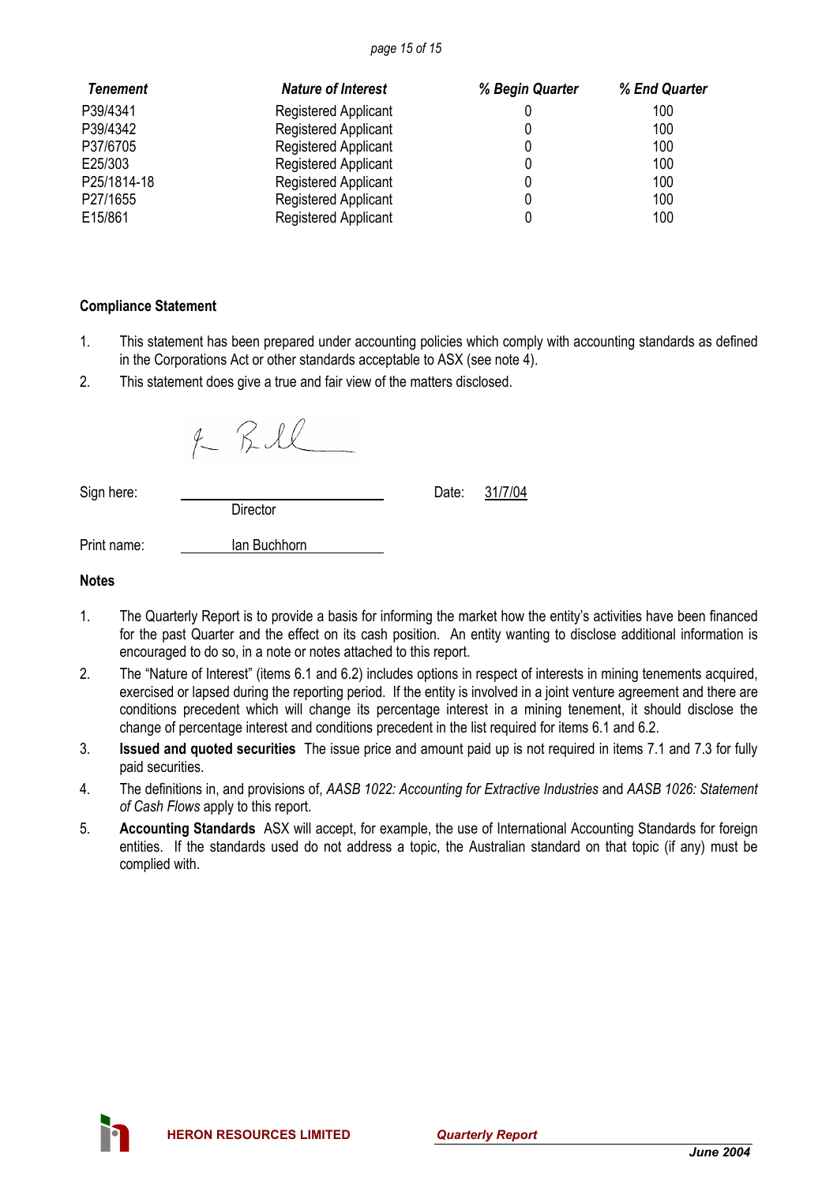| *Tenement* | *Nature of Interest* | *% Begin Quarter* | *% End Quarter* |
|---|---|---|---|
| P39/4341 | Registered Applicant | 0 | 100 |
| P39/4342 | Registered Applicant | 0 | 100 |
| P37/6705 | Registered Applicant | 0 | 100 |
| E25/303 | Registered Applicant | 0 | 100 |
| P25/1814-18 | Registered Applicant | 0 | 100 |
| P27/1655 | Registered Applicant | 0 | 100 |
| E15/861 | Registered Applicant | 0 | 100 |

**Compliance Statement**

1. This statement has been prepared under accounting policies which comply with accounting standards as defined in the Corporations Act or other standards acceptable to ASX (see note 4).
2. This statement does give a true and fair view of the matters disclosed.

Sign here: ............................................ Date: 31/7/04
Director

Print name: Ian Buchhorn

**Notes**

1. The Quarterly Report is to provide a basis for informing the market how the entity's activities have been financed for the past Quarter and the effect on its cash position. An entity wanting to disclose additional information is encouraged to do so, in a note or notes attached to this report.
2. The "Nature of Interest" (items 6.1 and 6.2) includes options in respect of interests in mining tenements acquired, exercised or lapsed during the reporting period. If the entity is involved in a joint venture agreement and there are conditions precedent which will change its percentage interest in a mining tenement, it should disclose the change of percentage interest and conditions precedent in the list required for items 6.1 and 6.2.
3. **Issued and quoted securities** The issue price and amount paid up is not required in items 7.1 and 7.3 for fully paid securities.
4. The definitions in, and provisions of, *AASB 1022: Accounting for Extractive Industries* and *AASB 1026: Statement of Cash Flows* apply to this report.
5. **Accounting Standards** ASX will accept, for example, the use of International Accounting Standards for foreign entities. If the standards used do not address a topic, the Australian standard on that topic (if any) must be complied with.